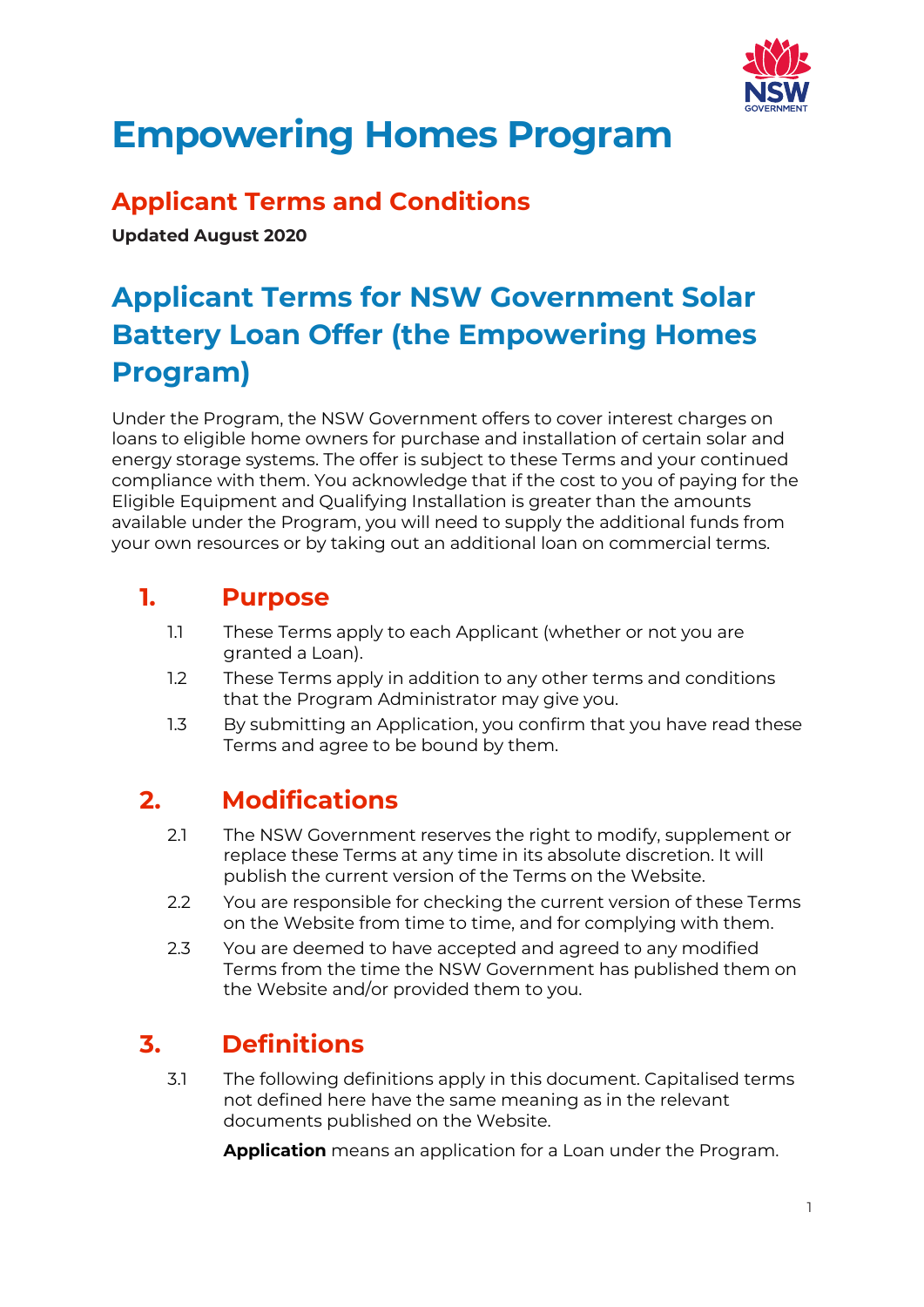# Empowering Homes Program

## Applicant Terms and Conditions

**Updated August 2020**

# Applicant Terms for NSW Government Solar Battery Loan Offer (the Empowering Homes Program)

Under the Program, the NSW Government offers to cover interest charges on loans to eligible home owners for purchase and installation of certain solar and energy storage systems. The offer is subject to these Terms and your continued compliance with them. You acknowledge that if the cost to you of paying for the Eligible Equipment and Qualifying Installation is greater than the amounts available under the Program, you will need to supply the additional funds from your own resources or by taking out an additional loan on commercial terms.

## 1. Purpose

1.1 These Terms apply to each Applicant (whether or not you are granted a Loan).

1.2 These Terms apply in addition to any other terms and conditions that the Program Administrator may give you.

1.3 By submitting an Application, you confirm that you have read these Terms and agree to be bound by them.

## 2. Modifications

2.1 The NSW Government reserves the right to modify, supplement or replace these Terms at any time in its absolute discretion. It will publish the current version of the Terms on the Website.

2.2 You are responsible for checking the current version of these Terms on the Website from time to time, and for complying with them.

2.3 You are deemed to have accepted and agreed to any modified Terms from the time the NSW Government has published them on the Website and/or provided them to you.

## 3. Definitions

3.1 The following definitions apply in this document. Capitalised terms not defined here have the same meaning as in the relevant documents published on the Website.

**Application** means an application for a Loan under the Program.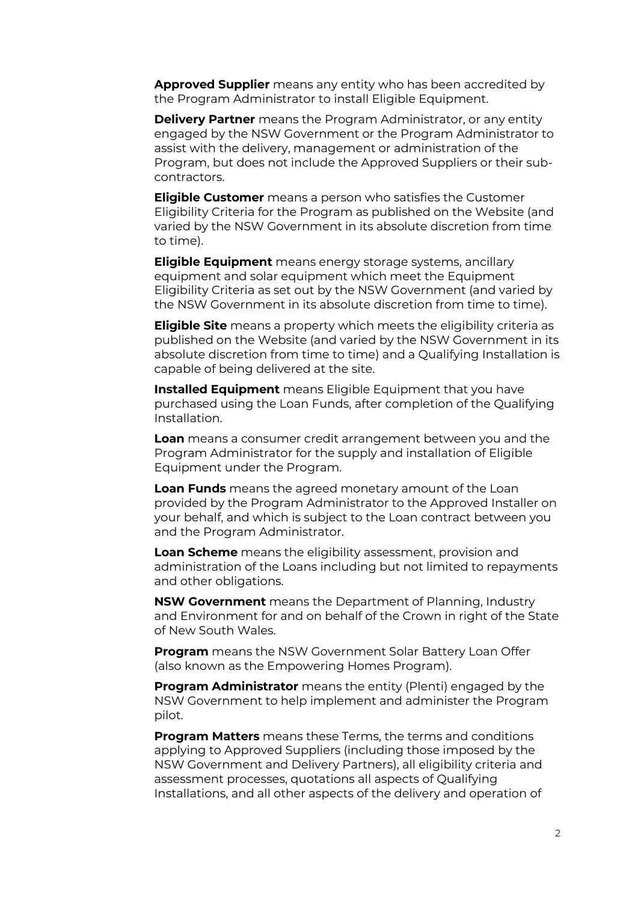**Approved Supplier** means any entity who has been accredited by the Program Administrator to install Eligible Equipment.

**Delivery Partner** means the Program Administrator, or any entity engaged by the NSW Government or the Program Administrator to assist with the delivery, management or administration of the Program, but does not include the Approved Suppliers or their sub-contractors.

**Eligible Customer** means a person who satisfies the Customer Eligibility Criteria for the Program as published on the Website (and varied by the NSW Government in its absolute discretion from time to time).

**Eligible Equipment** means energy storage systems, ancillary equipment and solar equipment which meet the Equipment Eligibility Criteria as set out by the NSW Government (and varied by the NSW Government in its absolute discretion from time to time).

**Eligible Site** means a property which meets the eligibility criteria as published on the Website (and varied by the NSW Government in its absolute discretion from time to time) and a Qualifying Installation is capable of being delivered at the site.

**Installed Equipment** means Eligible Equipment that you have purchased using the Loan Funds, after completion of the Qualifying Installation.

**Loan** means a consumer credit arrangement between you and the Program Administrator for the supply and installation of Eligible Equipment under the Program.

**Loan Funds** means the agreed monetary amount of the Loan provided by the Program Administrator to the Approved Installer on your behalf, and which is subject to the Loan contract between you and the Program Administrator.

**Loan Scheme** means the eligibility assessment, provision and administration of the Loans including but not limited to repayments and other obligations.

**NSW Government** means the Department of Planning, Industry and Environment for and on behalf of the Crown in right of the State of New South Wales.

**Program** means the NSW Government Solar Battery Loan Offer (also known as the Empowering Homes Program).

**Program Administrator** means the entity (Plenti) engaged by the NSW Government to help implement and administer the Program pilot.

**Program Matters** means these Terms, the terms and conditions applying to Approved Suppliers (including those imposed by the NSW Government and Delivery Partners), all eligibility criteria and assessment processes, quotations all aspects of Qualifying Installations, and all other aspects of the delivery and operation of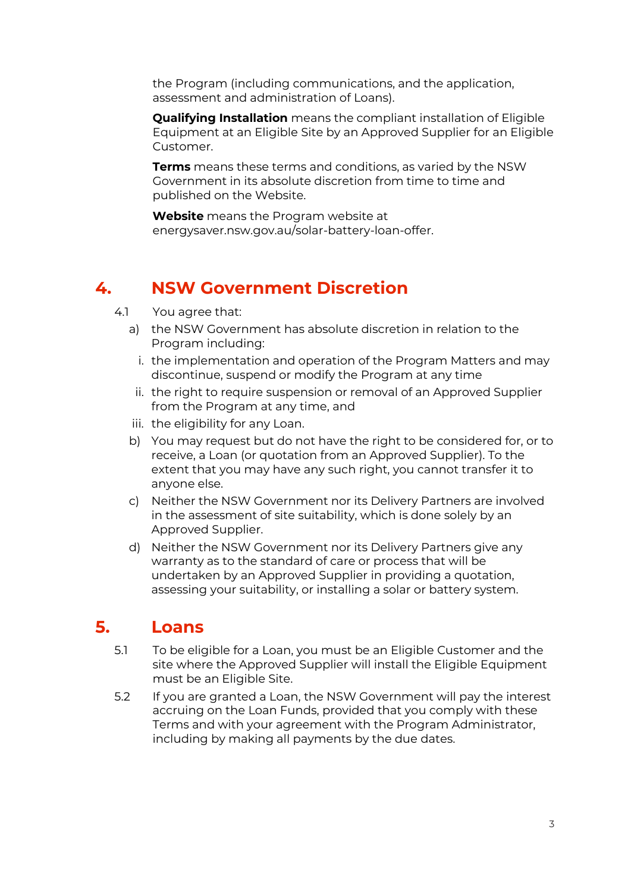the Program (including communications, and the application, assessment and administration of Loans).

**Qualifying Installation** means the compliant installation of Eligible Equipment at an Eligible Site by an Approved Supplier for an Eligible Customer.

**Terms** means these terms and conditions, as varied by the NSW Government in its absolute discretion from time to time and published on the Website.

**Website** means the Program website at energysaver.nsw.gov.au/solar-battery-loan-offer.

## 4. NSW Government Discretion

4.1 You agree that:

a) the NSW Government has absolute discretion in relation to the Program including:

   i. the implementation and operation of the Program Matters and may discontinue, suspend or modify the Program at any time

   ii. the right to require suspension or removal of an Approved Supplier from the Program at any time, and

   iii. the eligibility for any Loan.

b) You may request but do not have the right to be considered for, or to receive, a Loan (or quotation from an Approved Supplier). To the extent that you may have any such right, you cannot transfer it to anyone else.

c) Neither the NSW Government nor its Delivery Partners are involved in the assessment of site suitability, which is done solely by an Approved Supplier.

d) Neither the NSW Government nor its Delivery Partners give any warranty as to the standard of care or process that will be undertaken by an Approved Supplier in providing a quotation, assessing your suitability, or installing a solar or battery system.

## 5. Loans

5.1 To be eligible for a Loan, you must be an Eligible Customer and the site where the Approved Supplier will install the Eligible Equipment must be an Eligible Site.

5.2 If you are granted a Loan, the NSW Government will pay the interest accruing on the Loan Funds, provided that you comply with these Terms and with your agreement with the Program Administrator, including by making all payments by the due dates.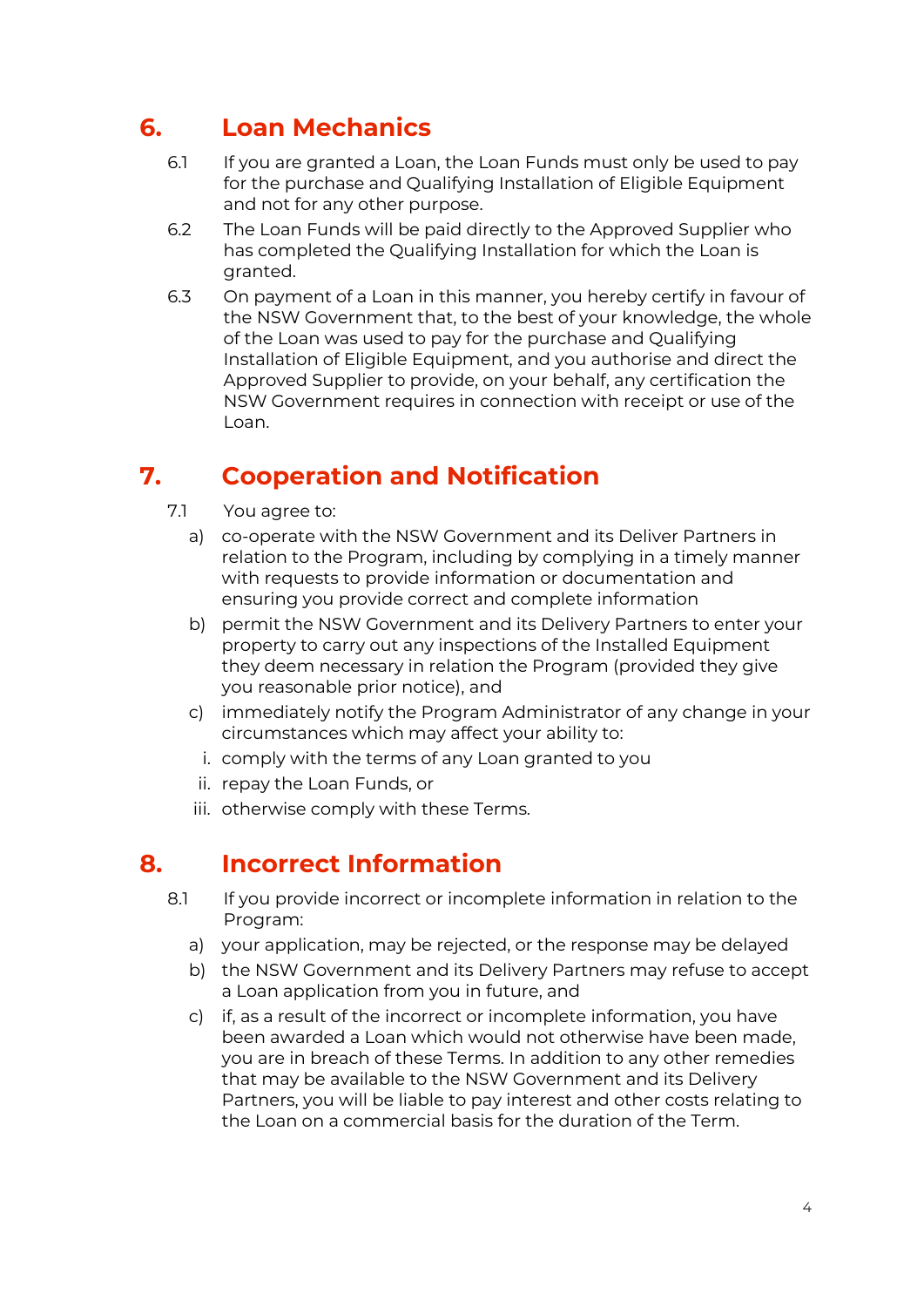## 6. Loan Mechanics

6.1 If you are granted a Loan, the Loan Funds must only be used to pay for the purchase and Qualifying Installation of Eligible Equipment and not for any other purpose.

6.2 The Loan Funds will be paid directly to the Approved Supplier who has completed the Qualifying Installation for which the Loan is granted.

6.3 On payment of a Loan in this manner, you hereby certify in favour of the NSW Government that, to the best of your knowledge, the whole of the Loan was used to pay for the purchase and Qualifying Installation of Eligible Equipment, and you authorise and direct the Approved Supplier to provide, on your behalf, any certification the NSW Government requires in connection with receipt or use of the Loan.

## 7. Cooperation and Notification

7.1 You agree to:

a) co-operate with the NSW Government and its Deliver Partners in relation to the Program, including by complying in a timely manner with requests to provide information or documentation and ensuring you provide correct and complete information

b) permit the NSW Government and its Delivery Partners to enter your property to carry out any inspections of the Installed Equipment they deem necessary in relation the Program (provided they give you reasonable prior notice), and

c) immediately notify the Program Administrator of any change in your circumstances which may affect your ability to:

i. comply with the terms of any Loan granted to you

ii. repay the Loan Funds, or

iii. otherwise comply with these Terms.

## 8. Incorrect Information

8.1 If you provide incorrect or incomplete information in relation to the Program:

a) your application, may be rejected, or the response may be delayed

b) the NSW Government and its Delivery Partners may refuse to accept a Loan application from you in future, and

c) if, as a result of the incorrect or incomplete information, you have been awarded a Loan which would not otherwise have been made, you are in breach of these Terms. In addition to any other remedies that may be available to the NSW Government and its Delivery Partners, you will be liable to pay interest and other costs relating to the Loan on a commercial basis for the duration of the Term.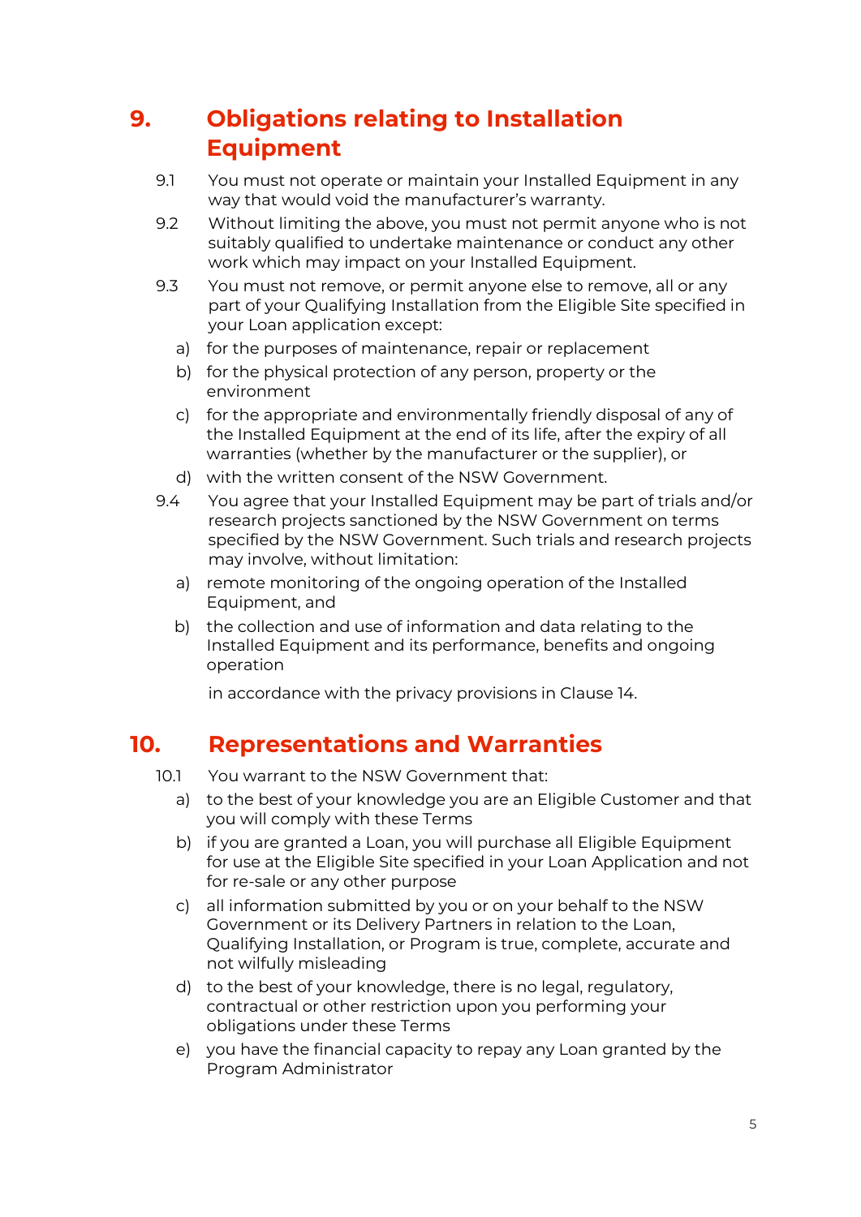## 9. Obligations relating to Installation Equipment

9.1 You must not operate or maintain your Installed Equipment in any way that would void the manufacturer's warranty.

9.2 Without limiting the above, you must not permit anyone who is not suitably qualified to undertake maintenance or conduct any other work which may impact on your Installed Equipment.

9.3 You must not remove, or permit anyone else to remove, all or any part of your Qualifying Installation from the Eligible Site specified in your Loan application except:

a) for the purposes of maintenance, repair or replacement

b) for the physical protection of any person, property or the environment

c) for the appropriate and environmentally friendly disposal of any of the Installed Equipment at the end of its life, after the expiry of all warranties (whether by the manufacturer or the supplier), or

d) with the written consent of the NSW Government.

9.4 You agree that your Installed Equipment may be part of trials and/or research projects sanctioned by the NSW Government on terms specified by the NSW Government. Such trials and research projects may involve, without limitation:

a) remote monitoring of the ongoing operation of the Installed Equipment, and

b) the collection and use of information and data relating to the Installed Equipment and its performance, benefits and ongoing operation

in accordance with the privacy provisions in Clause 14.

## 10. Representations and Warranties

10.1 You warrant to the NSW Government that:

a) to the best of your knowledge you are an Eligible Customer and that you will comply with these Terms

b) if you are granted a Loan, you will purchase all Eligible Equipment for use at the Eligible Site specified in your Loan Application and not for re-sale or any other purpose

c) all information submitted by you or on your behalf to the NSW Government or its Delivery Partners in relation to the Loan, Qualifying Installation, or Program is true, complete, accurate and not wilfully misleading

d) to the best of your knowledge, there is no legal, regulatory, contractual or other restriction upon you performing your obligations under these Terms

e) you have the financial capacity to repay any Loan granted by the Program Administrator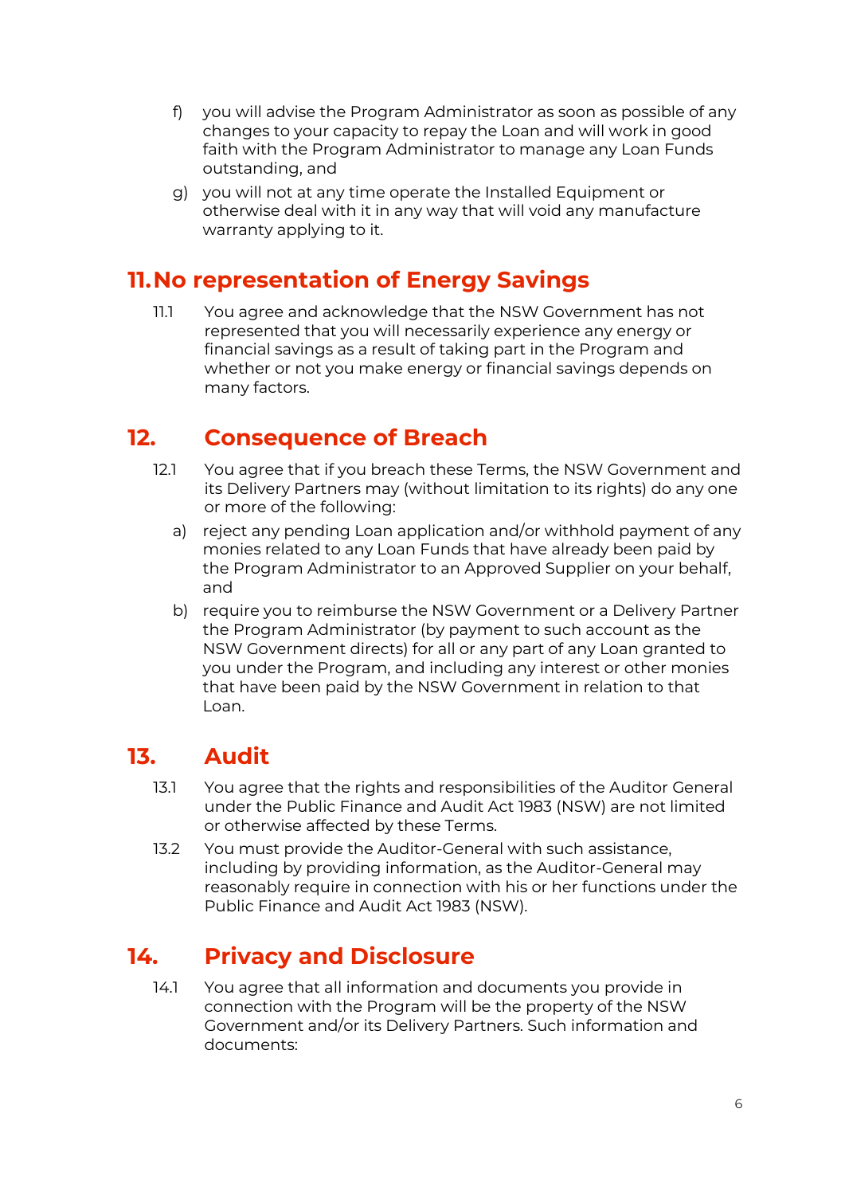f) you will advise the Program Administrator as soon as possible of any changes to your capacity to repay the Loan and will work in good faith with the Program Administrator to manage any Loan Funds outstanding, and

g) you will not at any time operate the Installed Equipment or otherwise deal with it in any way that will void any manufacture warranty applying to it.

## 11. No representation of Energy Savings

11.1 You agree and acknowledge that the NSW Government has not represented that you will necessarily experience any energy or financial savings as a result of taking part in the Program and whether or not you make energy or financial savings depends on many factors.

## 12. Consequence of Breach

12.1 You agree that if you breach these Terms, the NSW Government and its Delivery Partners may (without limitation to its rights) do any one or more of the following:

a) reject any pending Loan application and/or withhold payment of any monies related to any Loan Funds that have already been paid by the Program Administrator to an Approved Supplier on your behalf, and

b) require you to reimburse the NSW Government or a Delivery Partner the Program Administrator (by payment to such account as the NSW Government directs) for all or any part of any Loan granted to you under the Program, and including any interest or other monies that have been paid by the NSW Government in relation to that Loan.

## 13. Audit

13.1 You agree that the rights and responsibilities of the Auditor General under the Public Finance and Audit Act 1983 (NSW) are not limited or otherwise affected by these Terms.

13.2 You must provide the Auditor-General with such assistance, including by providing information, as the Auditor-General may reasonably require in connection with his or her functions under the Public Finance and Audit Act 1983 (NSW).

## 14. Privacy and Disclosure

14.1 You agree that all information and documents you provide in connection with the Program will be the property of the NSW Government and/or its Delivery Partners. Such information and documents: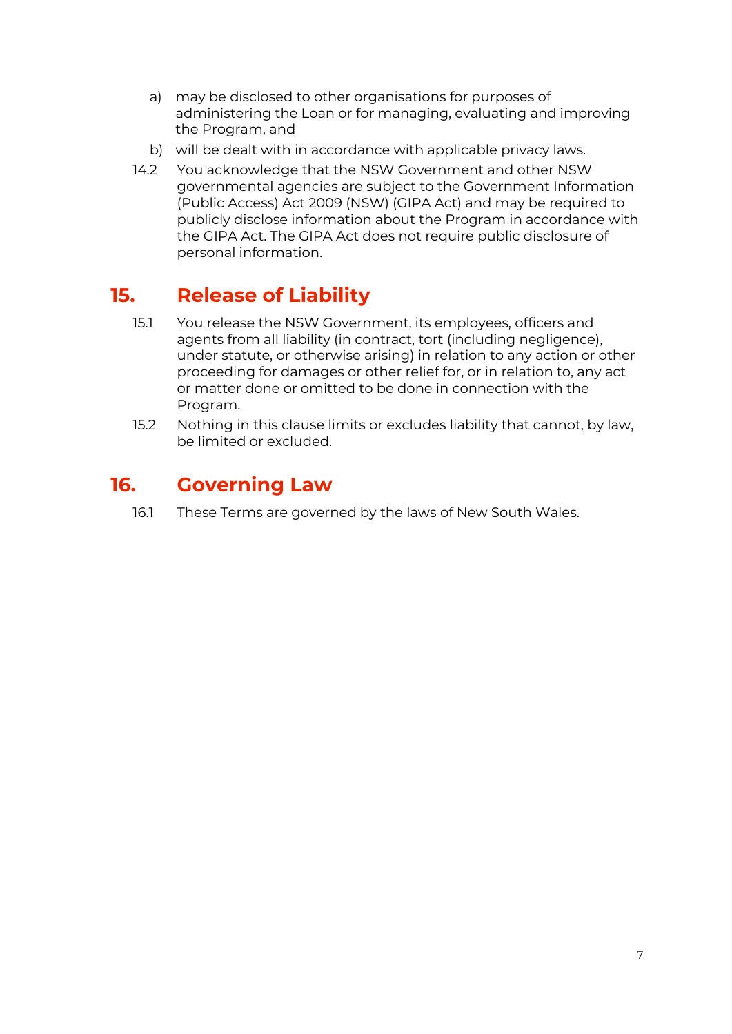a) may be disclosed to other organisations for purposes of administering the Loan or for managing, evaluating and improving the Program, and

b) will be dealt with in accordance with applicable privacy laws.

14.2 You acknowledge that the NSW Government and other NSW governmental agencies are subject to the Government Information (Public Access) Act 2009 (NSW) (GIPA Act) and may be required to publicly disclose information about the Program in accordance with the GIPA Act. The GIPA Act does not require public disclosure of personal information.

## 15. Release of Liability

15.1 You release the NSW Government, its employees, officers and agents from all liability (in contract, tort (including negligence), under statute, or otherwise arising) in relation to any action or other proceeding for damages or other relief for, or in relation to, any act or matter done or omitted to be done in connection with the Program.

15.2 Nothing in this clause limits or excludes liability that cannot, by law, be limited or excluded.

## 16. Governing Law

16.1 These Terms are governed by the laws of New South Wales.